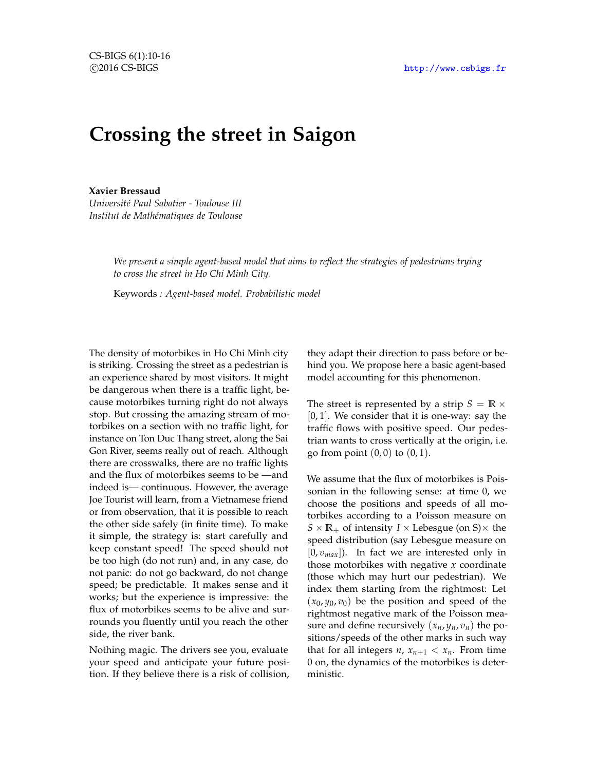# Crossing the street in Saigon

**Xavier Bressaud**
*Université Paul Sabatier - Toulouse III*
*Institut de Mathématiques de Toulouse*

*We present a simple agent-based model that aims to reflect the strategies of pedestrians trying to cross the street in Ho Chi Minh City.*

Keywords *: Agent-based model. Probabilistic model*

The density of motorbikes in Ho Chi Minh city is striking. Crossing the street as a pedestrian is an experience shared by most visitors. It might be dangerous when there is a traffic light, because motorbikes turning right do not always stop. But crossing the amazing stream of motorbikes on a section with no traffic light, for instance on Ton Duc Thang street, along the Sai Gon River, seems really out of reach. Although there are crosswalks, there are no traffic lights and the flux of motorbikes seems to be —and indeed is— continuous. However, the average Joe Tourist will learn, from a Vietnamese friend or from observation, that it is possible to reach the other side safely (in finite time). To make it simple, the strategy is: start carefully and keep constant speed! The speed should not be too high (do not run) and, in any case, do not panic: do not go backward, do not change speed; be predictable. It makes sense and it works; but the experience is impressive: the flux of motorbikes seems to be alive and surrounds you fluently until you reach the other side, the river bank.

Nothing magic. The drivers see you, evaluate your speed and anticipate your future position. If they believe there is a risk of collision, they adapt their direction to pass before or behind you. We propose here a basic agent-based model accounting for this phenomenon.

The street is represented by a strip $S = \mathbb{R} \times [0, 1]$. We consider that it is one-way: say the traffic flows with positive speed. Our pedestrian wants to cross vertically at the origin, i.e. go from point $(0, 0)$ to $(0, 1)$.

We assume that the flux of motorbikes is Poissonian in the following sense: at time 0, we choose the positions and speeds of all motorbikes according to a Poisson measure on $S \times \mathbb{R}_+$ of intensity $I \times$ Lebesgue (on S)$\times$ the speed distribution (say Lebesgue measure on $[0, v_{max}]$). In fact we are interested only in those motorbikes with negative $x$ coordinate (those which may hurt our pedestrian). We index them starting from the rightmost: Let $(x_0, y_0, v_0)$ be the position and speed of the rightmost negative mark of the Poisson measure and define recursively $(x_n, y_n, v_n)$ the positions/speeds of the other marks in such way that for all integers $n$, $x_{n+1} < x_n$. From time 0 on, the dynamics of the motorbikes is deterministic.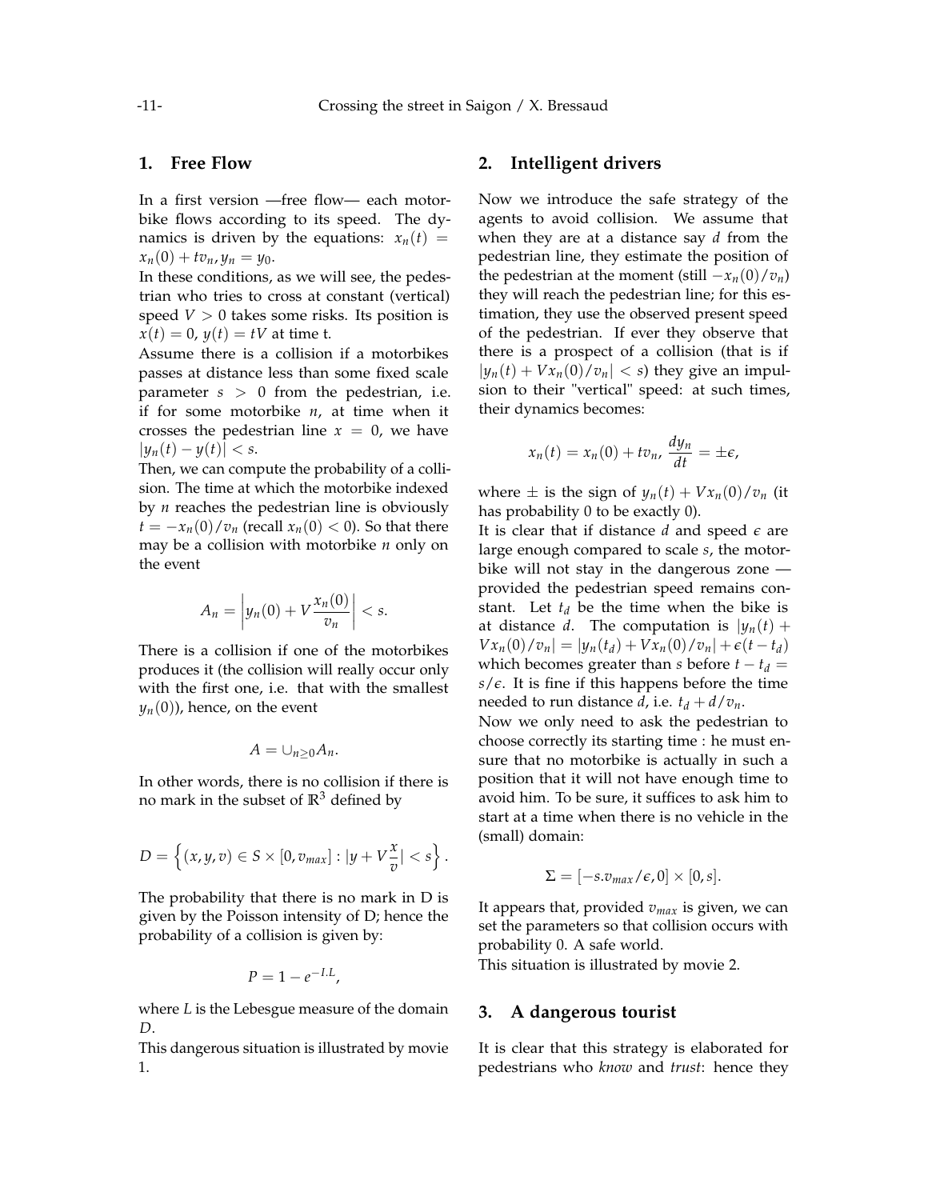## 1. Free Flow

In a first version —free flow— each motorbike flows according to its speed. The dynamics is driven by the equations: $x_n(t) = x_n(0) + tv_n, y_n = y_0$.

In these conditions, as we will see, the pedestrian who tries to cross at constant (vertical) speed $V > 0$ takes some risks. Its position is $x(t) = 0$, $y(t) = tV$ at time t.

Assume there is a collision if a motorbikes passes at distance less than some fixed scale parameter $s > 0$ from the pedestrian, i.e. if for some motorbike $n$, at time when it crosses the pedestrian line $x = 0$, we have $|y_n(t) - y(t)| < s$.

Then, we can compute the probability of a collision. The time at which the motorbike indexed by $n$ reaches the pedestrian line is obviously $t = -x_n(0)/v_n$ (recall $x_n(0) < 0$). So that there may be a collision with motorbike $n$ only on the event

$$A_n = \left| y_n(0) + V\frac{x_n(0)}{v_n} \right| < s.$$

There is a collision if one of the motorbikes produces it (the collision will really occur only with the first one, i.e. that with the smallest $y_n(0)$), hence, on the event

$$A = \cup_{n \geq 0} A_n.$$

In other words, there is no collision if there is no mark in the subset of $\mathbb{R}^3$ defined by

$$D = \left\{ (x, y, v) \in S \times [0, v_{max}] : |y + V\frac{x}{v}| < s \right\}.$$

The probability that there is no mark in D is given by the Poisson intensity of D; hence the probability of a collision is given by:

$$P = 1 - e^{-I.L},$$

where $L$ is the Lebesgue measure of the domain $D$.

This dangerous situation is illustrated by movie 1.

## 2. Intelligent drivers

Now we introduce the safe strategy of the agents to avoid collision. We assume that when they are at a distance say $d$ from the pedestrian line, they estimate the position of the pedestrian at the moment (still $-x_n(0)/v_n$) they will reach the pedestrian line; for this estimation, they use the observed present speed of the pedestrian. If ever they observe that there is a prospect of a collision (that is if $|y_n(t) + Vx_n(0)/v_n| < s$) they give an impulsion to their "vertical" speed: at such times, their dynamics becomes:

$$x_n(t) = x_n(0) + tv_n, \frac{dy_n}{dt} = \pm\epsilon,$$

where $\pm$ is the sign of $y_n(t) + Vx_n(0)/v_n$ (it has probability 0 to be exactly 0).

It is clear that if distance $d$ and speed $\epsilon$ are large enough compared to scale $s$, the motorbike will not stay in the dangerous zone — provided the pedestrian speed remains constant. Let $t_d$ be the time when the bike is at distance $d$. The computation is $|y_n(t) + Vx_n(0)/v_n| = |y_n(t_d) + Vx_n(0)/v_n| + \epsilon(t - t_d)$ which becomes greater than $s$ before $t - t_d = s/\epsilon$. It is fine if this happens before the time needed to run distance $d$, i.e. $t_d + d/v_n$.

Now we only need to ask the pedestrian to choose correctly its starting time : he must ensure that no motorbike is actually in such a position that it will not have enough time to avoid him. To be sure, it suffices to ask him to start at a time when there is no vehicle in the (small) domain:

$$\Sigma = [-s.v_{max}/\epsilon, 0] \times [0, s].$$

It appears that, provided $v_{max}$ is given, we can set the parameters so that collision occurs with probability 0. A safe world.

This situation is illustrated by movie 2.

## 3. A dangerous tourist

It is clear that this strategy is elaborated for pedestrians who *know* and *trust*: hence they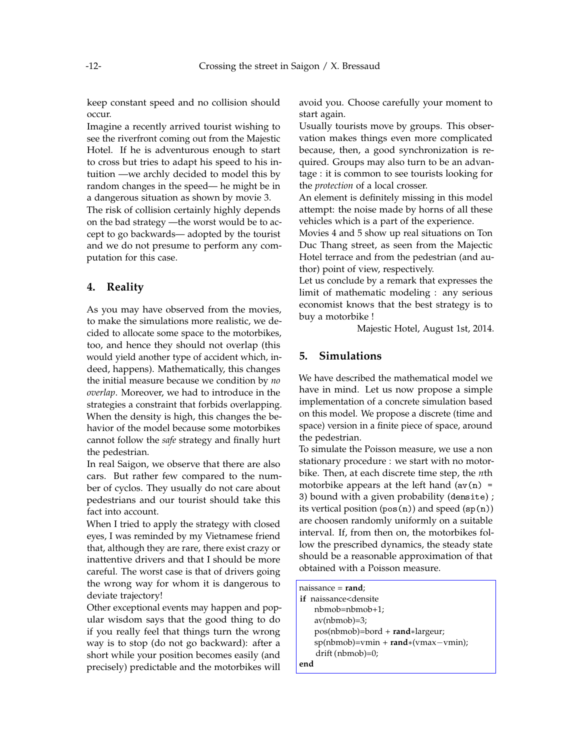keep constant speed and no collision should occur.

Imagine a recently arrived tourist wishing to see the riverfront coming out from the Majestic Hotel. If he is adventurous enough to start to cross but tries to adapt his speed to his intuition —we archly decided to model this by random changes in the speed— he might be in a dangerous situation as shown by movie 3.

The risk of collision certainly highly depends on the bad strategy —the worst would be to accept to go backwards— adopted by the tourist and we do not presume to perform any computation for this case.

## 4. Reality

As you may have observed from the movies, to make the simulations more realistic, we decided to allocate some space to the motorbikes, too, and hence they should not overlap (this would yield another type of accident which, indeed, happens). Mathematically, this changes the initial measure because we condition by *no overlap*. Moreover, we had to introduce in the strategies a constraint that forbids overlapping. When the density is high, this changes the behavior of the model because some motorbikes cannot follow the *safe* strategy and finally hurt the pedestrian.

In real Saigon, we observe that there are also cars. But rather few compared to the number of cyclos. They usually do not care about pedestrians and our tourist should take this fact into account.

When I tried to apply the strategy with closed eyes, I was reminded by my Vietnamese friend that, although they are rare, there exist crazy or inattentive drivers and that I should be more careful. The worst case is that of drivers going the wrong way for whom it is dangerous to deviate trajectory!

Other exceptional events may happen and popular wisdom says that the good thing to do if you really feel that things turn the wrong way is to stop (do not go backward): after a short while your position becomes easily (and precisely) predictable and the motorbikes will avoid you. Choose carefully your moment to start again.

Usually tourists move by groups. This observation makes things even more complicated because, then, a good synchronization is required. Groups may also turn to be an advantage : it is common to see tourists looking for the *protection* of a local crosser.

An element is definitely missing in this model attempt: the noise made by horns of all these vehicles which is a part of the experience.

Movies 4 and 5 show up real situations on Ton Duc Thang street, as seen from the Majectic Hotel terrace and from the pedestrian (and author) point of view, respectively.

Let us conclude by a remark that expresses the limit of mathematic modeling : any serious economist knows that the best strategy is to buy a motorbike !

Majestic Hotel, August 1st, 2014.

## 5. Simulations

We have described the mathematical model we have in mind. Let us now propose a simple implementation of a concrete simulation based on this model. We propose a discrete (time and space) version in a finite piece of space, around the pedestrian.

To simulate the Poisson measure, we use a non stationary procedure : we start with no motorbike. Then, at each discrete time step, the $n$th motorbike appears at the left hand (`av(n) = 3`) bound with a given probability (`densite`) ; its vertical position (`pos(n)`) and speed (`sp(n)`) are choosen randomly uniformly on a suitable interval. If, from then on, the motorbikes follow the prescribed dynamics, the steady state should be a reasonable approximation of that obtained with a Poisson measure.

```
naissance = rand;
if naissance<densite
    nbmob=nbmob+1;
    av(nbmob)=3;
    pos(nbmob)=bord + rand*largeur;
    sp(nbmob)=vmin + rand*(vmax−vmin);
    drift(nbmob)=0;
end
```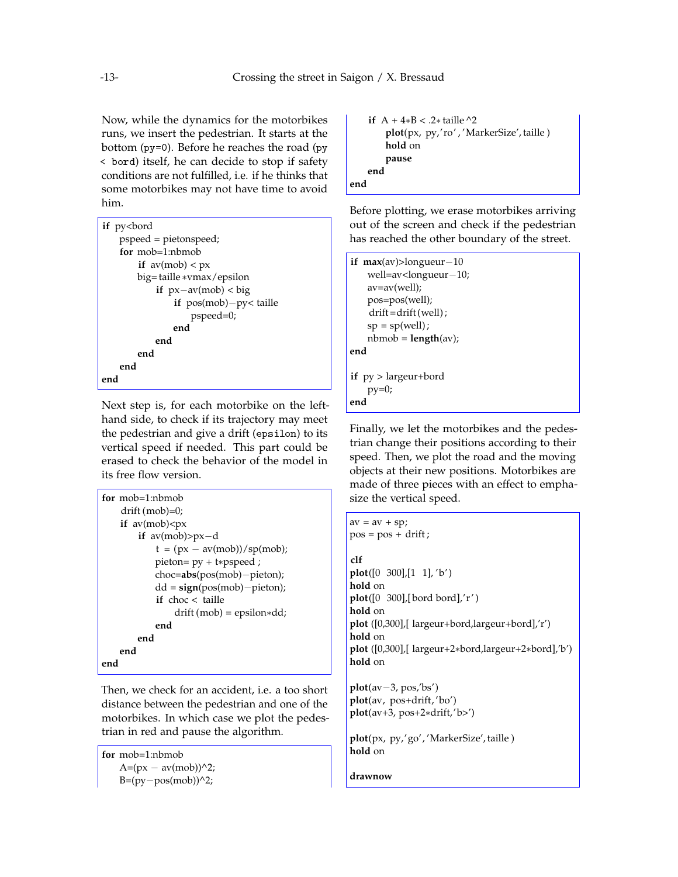Now, while the dynamics for the motorbikes runs, we insert the pedestrian. It starts at the bottom (`py=0`). Before he reaches the road (`py < bord`) itself, he can decide to stop if safety conditions are not fulfilled, i.e. if he thinks that some motorbikes may not have time to avoid him.

```
if py<bord
    pspeed = pietonspeed;
    for mob=1:nbmob
        if av(mob) < px
        big= taille*vmax/epsilon
            if px-av(mob) < big
                if pos(mob)-py< taille
                    pspeed=0;
                end
            end
        end
    end
end
```

Next step is, for each motorbike on the left-hand side, to check if its trajectory may meet the pedestrian and give a drift (`epsilon`) to its vertical speed if needed. This part could be erased to check the behavior of the model in its free flow version.

```
for mob=1:nbmob
    drift(mob)=0;
    if av(mob)<px
        if av(mob)>px-d
            t = (px - av(mob))/sp(mob);
            pieton= py + t*pspeed ;
            choc=abs(pos(mob)-pieton);
            dd = sign(pos(mob)-pieton);
            if choc < taille
                drift(mob) = epsilon*dd;
            end
        end
    end
end
```

Then, we check for an accident, i.e. a too short distance between the pedestrian and one of the motorbikes. In which case we plot the pedestrian in red and pause the algorithm.

```
for mob=1:nbmob
    A=(px - av(mob))^2;
    B=(py-pos(mob))^2;
    if A + 4*B < .2* taille^2
        plot(px, py,'ro','MarkerSize', taille)
        hold on
        pause
    end
end
```

Before plotting, we erase motorbikes arriving out of the screen and check if the pedestrian has reached the other boundary of the street.

```
if max(av)>longueur-10
    well=av<longueur-10;
    av=av(well);
    pos=pos(well);
    drift=drift(well);
    sp = sp(well);
    nbmob = length(av);
end

if py > largeur+bord
    py=0;
end
```

Finally, we let the motorbikes and the pedestrian change their positions according to their speed. Then, we plot the road and the moving objects at their new positions. Motorbikes are made of three pieces with an effect to emphasize the vertical speed.

```
av = av + sp;
pos = pos + drift;

clf
plot([0 300],[1 1], 'b')
hold on
plot([0 300],[bord bord],'r')
hold on
plot ([0,300],[ largeur+bord,largeur+bord],'r')
hold on
plot ([0,300],[ largeur+2*bord,largeur+2*bord],'b')
hold on

plot(av-3, pos,'bs')
plot(av, pos+drift,'bo')
plot(av+3, pos+2*drift,'b>')

plot(px, py,'go','MarkerSize', taille)
hold on

drawnow
```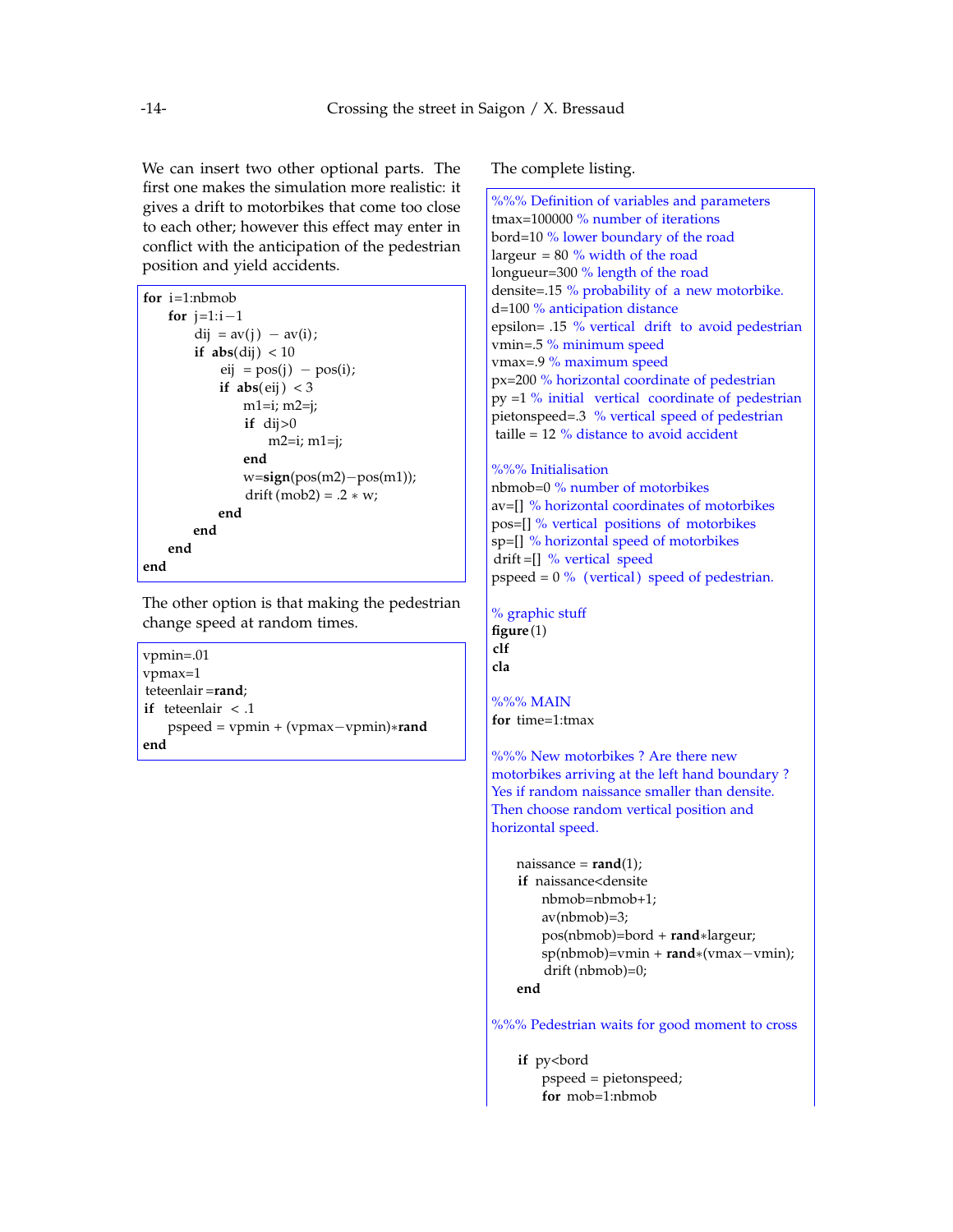We can insert two other optional parts. The first one makes the simulation more realistic: it gives a drift to motorbikes that come too close to each other; however this effect may enter in conflict with the anticipation of the pedestrian position and yield accidents.

```
for i=1:nbmob
    for j=1:i-1
        dij = av(j) - av(i);
        if abs(dij) < 10
            eij = pos(j) - pos(i);
            if abs(eij) < 3
                m1=i; m2=j;
                if dij>0
                    m2=i; m1=j;
                end
                w=sign(pos(m2)-pos(m1));
                drift(mob2) = .2 * w;
            end
        end
    end
end
```

The other option is that making the pedestrian change speed at random times.

```
vpmin=.01
vpmax=1
teteenlair=rand;
if teteenlair < .1
    pspeed = vpmin + (vpmax-vpmin)*rand
end
```

The complete listing.

```
%%% Definition of variables and parameters
tmax=100000 % number of iterations
bord=10 % lower boundary of the road
largeur = 80 % width of the road
longueur=300 % length of the road
densite=.15 % probability of a new motorbike.
d=100 % anticipation distance
epsilon= .15 % vertical drift to avoid pedestrian
vmin=.5 % minimum speed
vmax=.9 % maximum speed
px=200 % horizontal coordinate of pedestrian
py =1 % initial vertical coordinate of pedestrian
pietonspeed=.3 % vertical speed of pedestrian
 taille = 12 % distance to avoid accident

%%% Initialisation
nbmob=0 % number of motorbikes
av=[] % horizontal coordinates of motorbikes
pos=[] % vertical positions of motorbikes
sp=[] % horizontal speed of motorbikes
 drift=[] % vertical speed
pspeed = 0 % (vertical) speed of pedestrian.

% graphic stuff
figure(1)
clf
cla

%%% MAIN
for time=1:tmax

%%% New motorbikes ? Are there new
motorbikes arriving at the left hand boundary ?
Yes if random naissance smaller than densite.
Then choose random vertical position and
horizontal speed.

    naissance = rand(1);
    if naissance<densite
        nbmob=nbmob+1;
        av(nbmob)=3;
        pos(nbmob)=bord + rand*largeur;
        sp(nbmob)=vmin + rand*(vmax-vmin);
        drift(nbmob)=0;
    end

%%% Pedestrian waits for good moment to cross

    if py<bord
        pspeed = pietonspeed;
        for mob=1:nbmob
```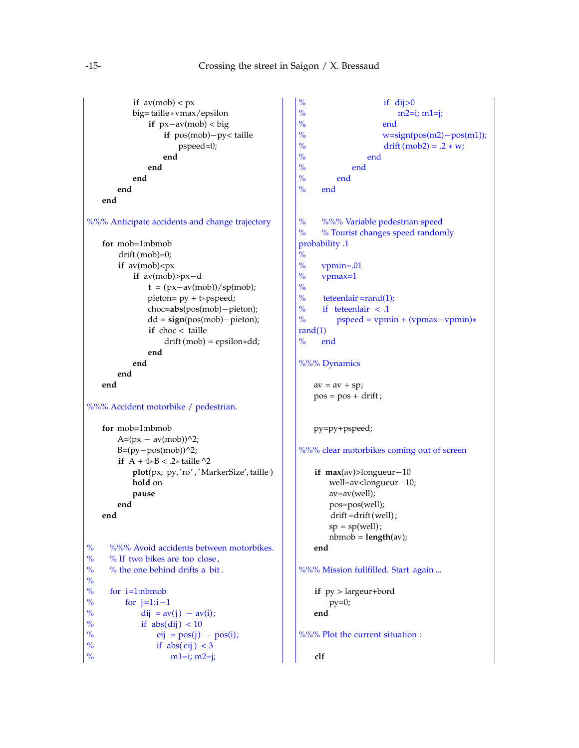```
            if av(mob) < px
            big=taille*vmax/epsilon
                if px-av(mob) < big
                    if pos(mob)-py< taille
                        pspeed=0;
                    end
                end
            end
        end
    end

%%% Anticipate accidents and change trajectory

    for mob=1:nbmob
        drift(mob)=0;
        if av(mob)<px
            if av(mob)>px-d
                t = (px-av(mob))/sp(mob);
                pieton= py + t*pspeed;
                choc=abs(pos(mob)-pieton);
                dd = sign(pos(mob)-pieton);
                if choc < taille
                    drift(mob) = epsilon*dd;
                end
            end
        end
    end

%%% Accident motorbike / pedestrian.

    for mob=1:nbmob
        A=(px - av(mob))^2;
        B=(py-pos(mob))^2;
        if A + 4*B < .2*taille^2
            plot(px, py,'ro','MarkerSize',taille)
            hold on
            pause
        end
    end


%     %%% Avoid accidents between motorbikes.
%     % If two bikes are too close,
%     % the one behind drifts a bit.
%
%     for i=1:nbmob
%         for j=1:i-1
%             dij = av(j) - av(i);
%             if abs(dij) < 10
%                 eij = pos(j) - pos(i);
%                 if abs(eij) < 3
%                     m1=i; m2=j;
%                     if dij>0
%                         m2=i; m1=j;
%                     end
%                     w=sign(pos(m2)-pos(m1));
%                     drift(mob2) = .2 * w;
%                 end
%             end
%         end
%     end


%     %%% Variable pedestrian speed
%     % Tourist changes speed randomly probability .1
%
%     vpmin=.01
%     vpmax=1
%
%     teteenlair=rand(1);
%     if teteenlair < .1
%         pspeed = vpmin + (vpmax-vpmin)*rand(1)
%     end

%%% Dynamics

    av = av + sp;
    pos = pos + drift;


    py=py+pspeed;

%%% clear motorbikes coming out of screen

    if max(av)>longueur-10
        well=av<longueur-10;
        av=av(well);
        pos=pos(well);
        drift=drift(well);
        sp = sp(well);
        nbmob = length(av);
    end

%%% Mission fullfilled. Start again ...

    if py > largeur+bord
        py=0;
    end

%%% Plot the current situation :

    clf
```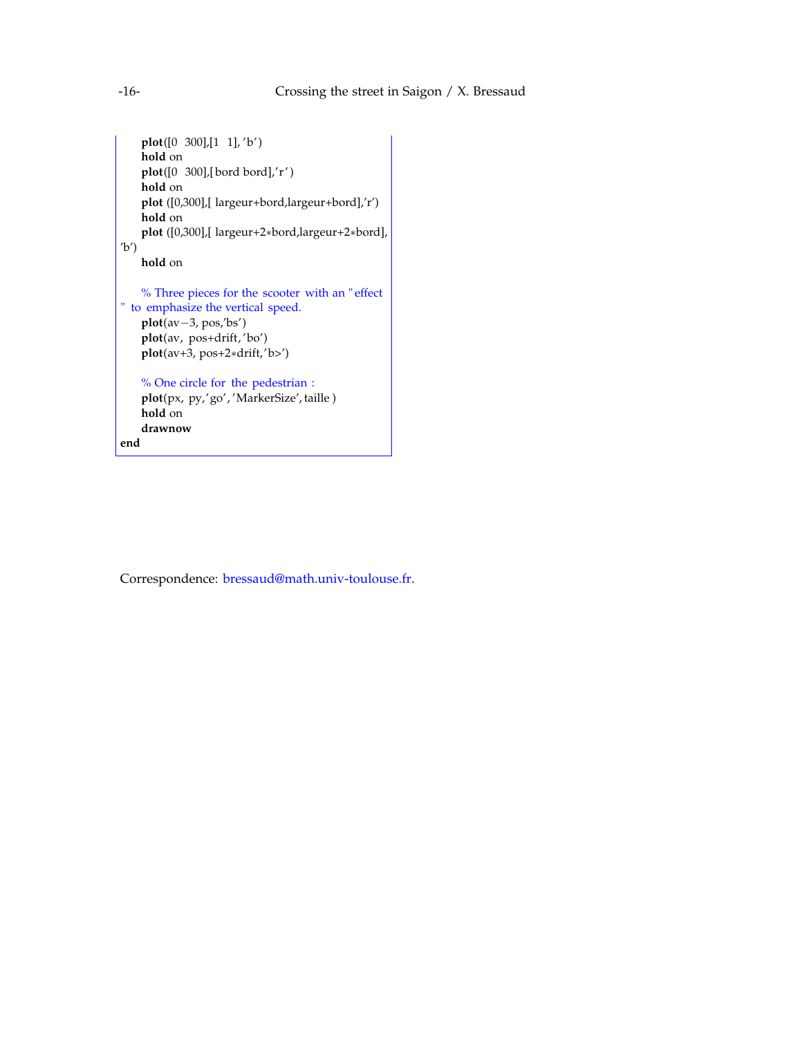```
    plot([0  300],[1  1], 'b')
    hold on
    plot([0  300],[bord bord],'r')
    hold on
    plot ([0,300],[ largeur+bord,largeur+bord],'r')
    hold on
    plot ([0,300],[ largeur+2*bord,largeur+2*bord],
'b')
    hold on

    % Three pieces for the scooter with an "effect
" to emphasize the vertical speed.
    plot(av-3, pos,'bs')
    plot(av,  pos+drift,'bo')
    plot(av+3, pos+2*drift,'b>')

    % One circle for the pedestrian :
    plot(px, py,'go', 'MarkerSize', taille )
    hold on
    drawnow
end
```

Correspondence: bressaud@math.univ-toulouse.fr.